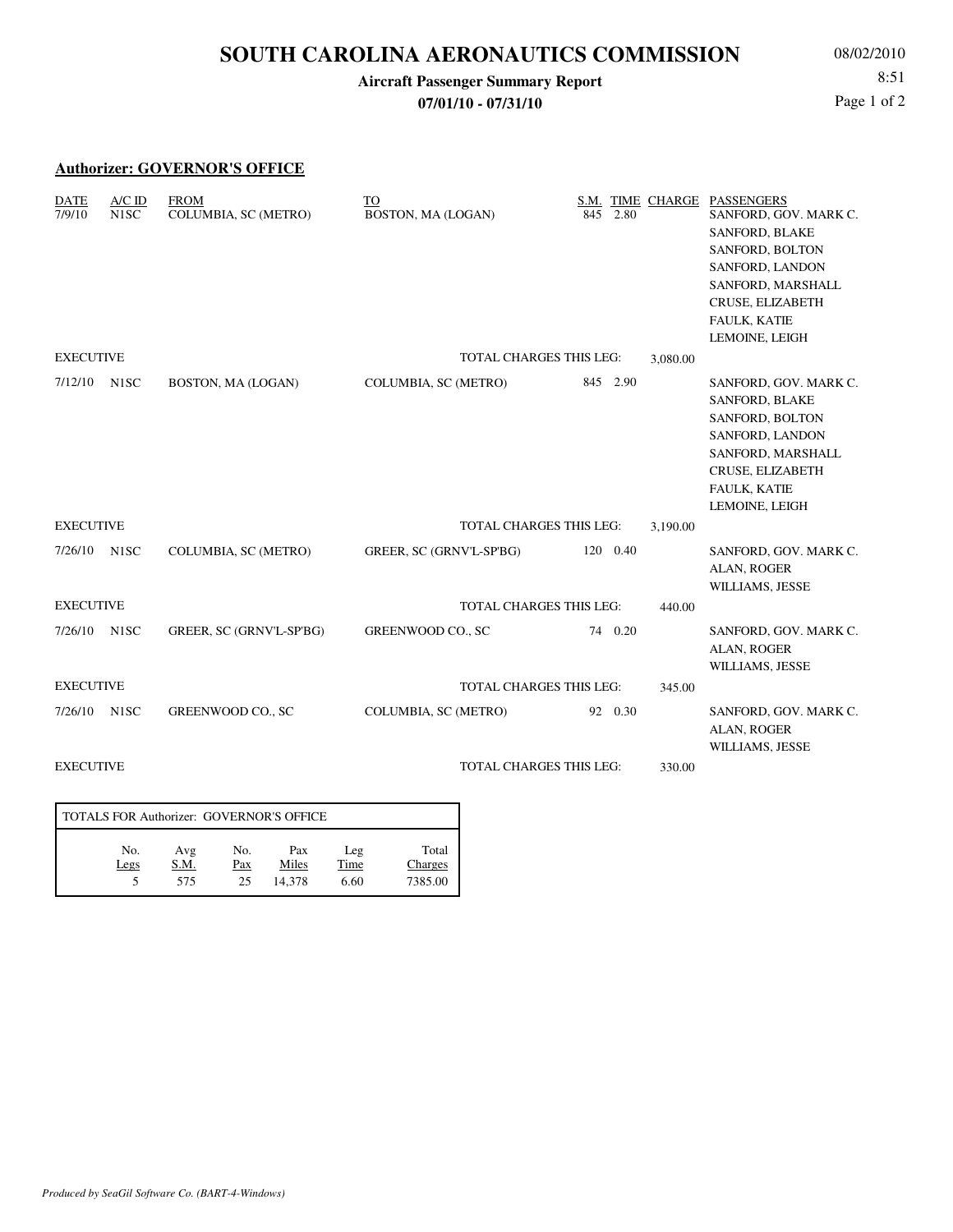# SOUTH CAROLINA AERONAUTICS COMMISSION

**Aircraft Passenger Summary Report**

**07/01/10 - 07/31/10**

08/02/2010
8:51

## Authorizer: GOVERNOR'S OFFICE

| DATE | A/C ID | FROM | TO | S.M. | TIME | CHARGE | PASSENGERS |
|---|---|---|---|---|---|---|---|
| 7/9/10 | N1SC | COLUMBIA, SC (METRO) | BOSTON, MA (LOGAN) | 845 | 2.80 | | SANFORD, GOV. MARK C.<br>SANFORD, BLAKE<br>SANFORD, BOLTON<br>SANFORD, LANDON<br>SANFORD, MARSHALL<br>CRUSE, ELIZABETH<br>FAULK, KATIE<br>LEMOINE, LEIGH |
| EXECUTIVE | | | TOTAL CHARGES THIS LEG: | | | 3,080.00 | |
| 7/12/10 | N1SC | BOSTON, MA (LOGAN) | COLUMBIA, SC (METRO) | 845 | 2.90 | | SANFORD, GOV. MARK C.<br>SANFORD, BLAKE<br>SANFORD, BOLTON<br>SANFORD, LANDON<br>SANFORD, MARSHALL<br>CRUSE, ELIZABETH<br>FAULK, KATIE<br>LEMOINE, LEIGH |
| EXECUTIVE | | | TOTAL CHARGES THIS LEG: | | | 3,190.00 | |
| 7/26/10 | N1SC | COLUMBIA, SC (METRO) | GREER, SC (GRNV'L-SP'BG) | 120 | 0.40 | | SANFORD, GOV. MARK C.<br>ALAN, ROGER<br>WILLIAMS, JESSE |
| EXECUTIVE | | | TOTAL CHARGES THIS LEG: | | | 440.00 | |
| 7/26/10 | N1SC | GREER, SC (GRNV'L-SP'BG) | GREENWOOD CO., SC | 74 | 0.20 | | SANFORD, GOV. MARK C.<br>ALAN, ROGER<br>WILLIAMS, JESSE |
| EXECUTIVE | | | TOTAL CHARGES THIS LEG: | | | 345.00 | |
| 7/26/10 | N1SC | GREENWOOD CO., SC | COLUMBIA, SC (METRO) | 92 | 0.30 | | SANFORD, GOV. MARK C.<br>ALAN, ROGER<br>WILLIAMS, JESSE |
| EXECUTIVE | | | TOTAL CHARGES THIS LEG: | | | 330.00 | |

**TOTALS FOR Authorizer: GOVERNOR'S OFFICE**

| No. Legs | Avg S.M. | No. Pax | Pax Miles | Leg Time | Total Charges |
|---|---|---|---|---|---|
| 5 | 575 | 25 | 14,378 | 6.60 | 7385.00 |

*Produced by SeaGil Software Co. (BART-4-Windows)*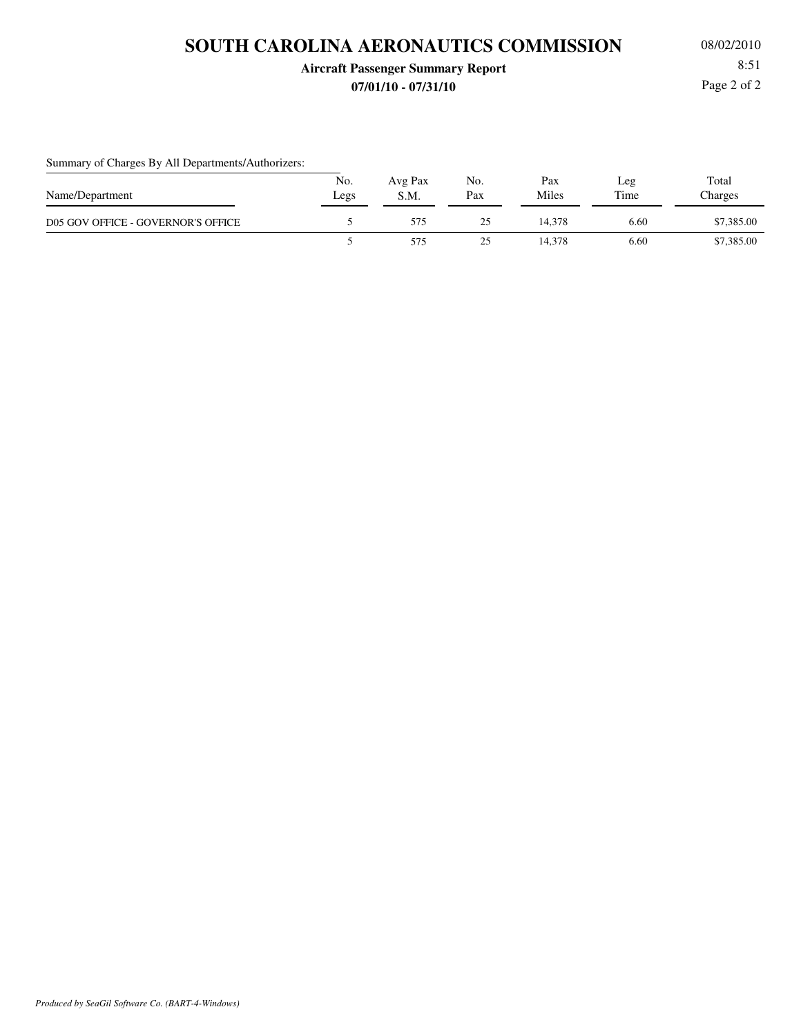# SOUTH CAROLINA AERONAUTICS COMMISSION

**Aircraft Passenger Summary Report**

**07/01/10 - 07/31/10**

08/02/2010
8:51

Summary of Charges By All Departments/Authorizers:

| Name/Department | No. Legs | Avg Pax S.M. | No. Pax | Pax Miles | Leg Time | Total Charges |
|---|---|---|---|---|---|---|
| D05 GOV OFFICE - GOVERNOR'S OFFICE | 5 | 575 | 25 | 14,378 | 6.60 | $7,385.00 |
| | 5 | 575 | 25 | 14,378 | 6.60 | $7,385.00 |

*Produced by SeaGil Software Co. (BART-4-Windows)*